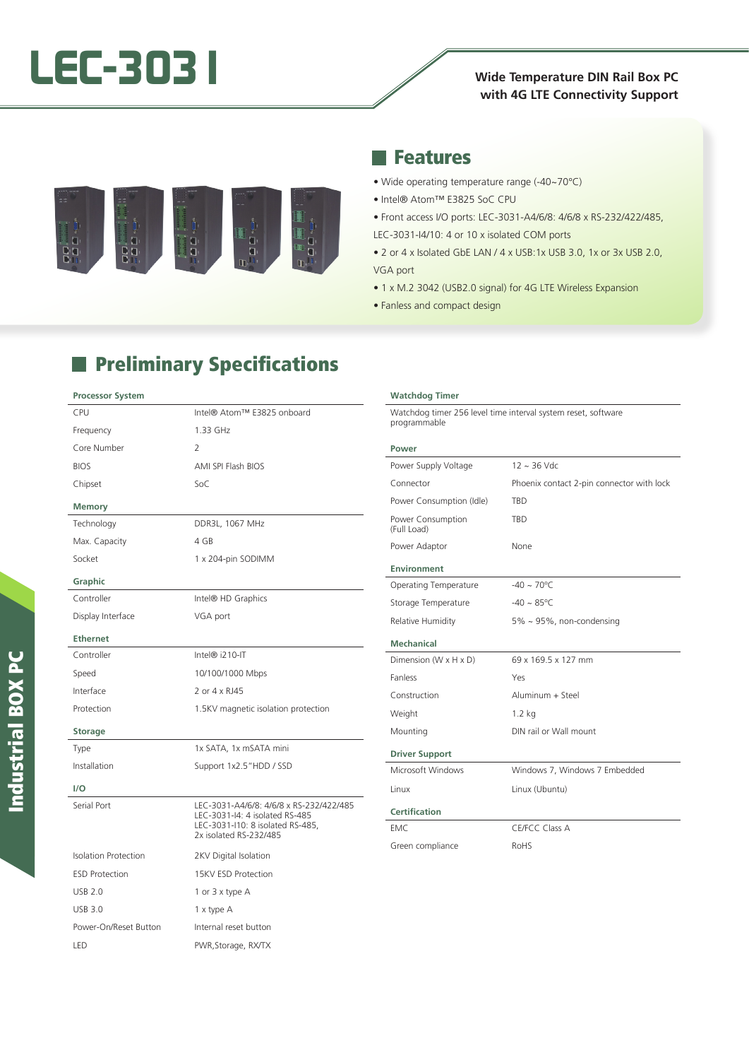# LEC-3031

**Wide Temperature DIN Rail Box PC with 4G LTE Connectivity Support**

## Features

- Wide operating temperature range (-40~70°C)
- Intel® Atom™ E3825 SoC CPU
- Front access I/O ports: LEC-3031-A4/6/8: 4/6/8 x RS-232/422/485, LEC-3031-I4/10: 4 or 10 x isolated COM ports
- 2 or 4 x Isolated GbE LAN / 4 x USB:1x USB 3.0, 1x or 3x USB 2.0, VGA port
- 1 x M.2 3042 (USB2.0 signal) for 4G LTE Wireless Expansion
- Fanless and compact design

## Preliminary Specifications

### Processor System

| | |
|---|---|
| CPU | Intel® Atom™ E3825 onboard |
| Frequency | 1.33 GHz |
| Core Number | 2 |
| BIOS | AMI SPI Flash BIOS |
| Chipset | SoC |

### Memory

| | |
|---|---|
| Technology | DDR3L, 1067 MHz |
| Max. Capacity | 4 GB |
| Socket | 1 x 204-pin SODIMM |

### Graphic

| | |
|---|---|
| Controller | Intel® HD Graphics |
| Display Interface | VGA port |

### Ethernet

| | |
|---|---|
| Controller | Intel® i210-IT |
| Speed | 10/100/1000 Mbps |
| Interface | 2 or 4 x RJ45 |
| Protection | 1.5KV magnetic isolation protection |

### Storage

| | |
|---|---|
| Type | 1x SATA, 1x mSATA mini |
| Installation | Support 1x2.5"HDD / SSD |

### I/O

| | |
|---|---|
| Serial Port | LEC-3031-A4/6/8: 4/6/8 x RS-232/422/485<br>LEC-3031-I4: 4 isolated RS-485<br>LEC-3031-I10: 8 isolated RS-485,<br>2x isolated RS-232/485 |
| Isolation Protection | 2KV Digital Isolation |
| ESD Protection | 15KV ESD Protection |
| USB 2.0 | 1 or 3 x type A |
| USB 3.0 | 1 x type A |
| Power-On/Reset Button | Internal reset button |
| LED | PWR,Storage, RX/TX |

### Watchdog Timer

Watchdog timer 256 level time interval system reset, software programmable

### Power

| | |
|---|---|
| Power Supply Voltage | 12 ~ 36 Vdc |
| Connector | Phoenix contact 2-pin connector with lock |
| Power Consumption (Idle) | TBD |
| Power Consumption (Full Load) | TBD |
| Power Adaptor | None |

### Environment

| | |
|---|---|
| Operating Temperature | -40 ~ 70°C |
| Storage Temperature | -40 ~ 85°C |
| Relative Humidity | 5% ~ 95%, non-condensing |

### Mechanical

| | |
|---|---|
| Dimension (W x H x D) | 69 x 169.5 x 127 mm |
| Fanless | Yes |
| Construction | Aluminum + Steel |
| Weight | 1.2 kg |
| Mounting | DIN rail or Wall mount |

### Driver Support

| | |
|---|---|
| Microsoft Windows | Windows 7, Windows 7 Embedded |
| Linux | Linux (Ubuntu) |

### Certification

| | |
|---|---|
| EMC | CE/FCC Class A |
| Green compliance | RoHS |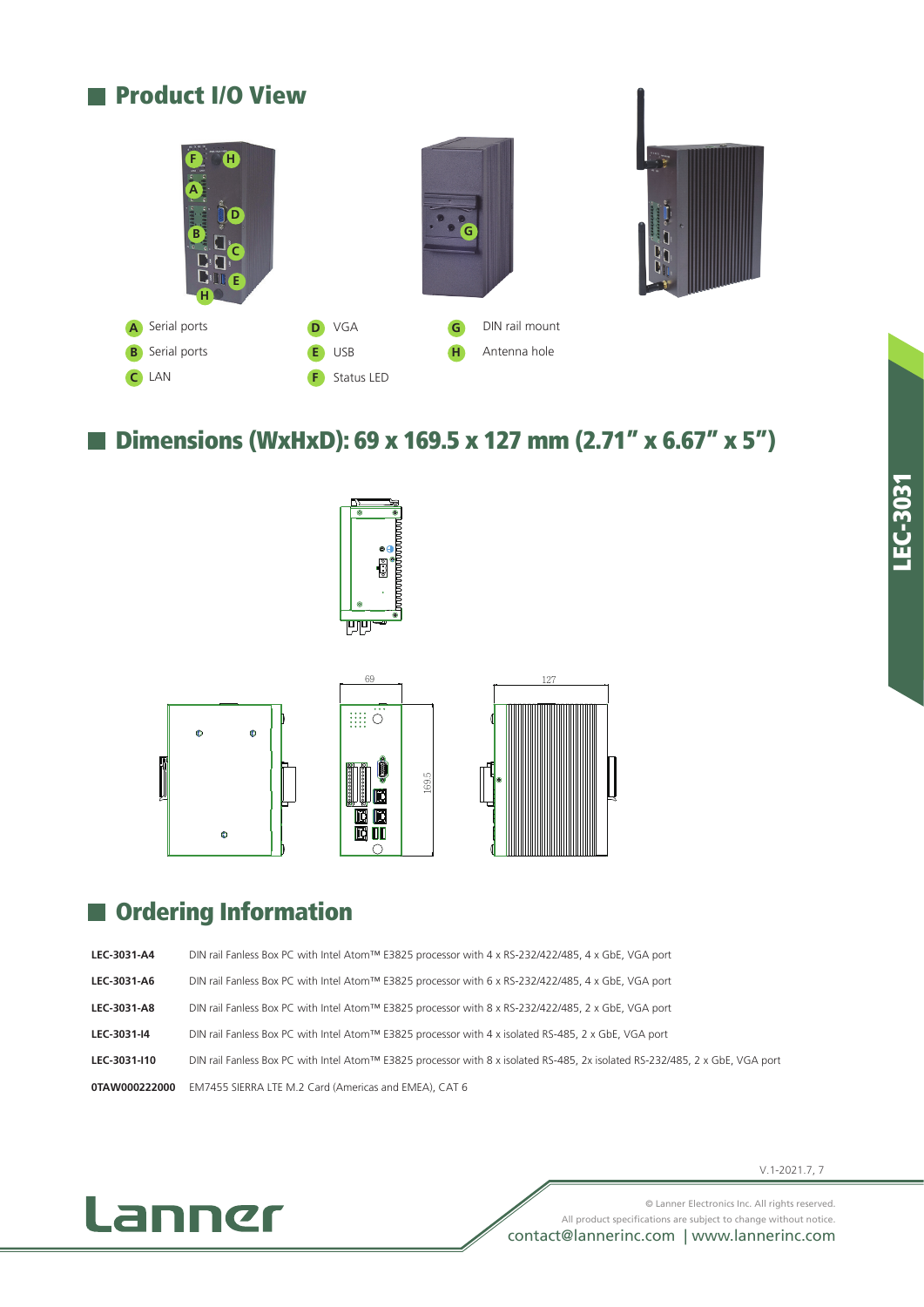## Product I/O View

- **A** Serial ports
- **B** Serial ports
- **C** LAN
- **D** VGA
- **E** USB
- **F** Status LED
- **G** DIN rail mount
- **H** Antenna hole

## Dimensions (WxHxD): 69 x 169.5 x 127 mm (2.71" x 6.67" x 5")

69

169.5

127

## Ordering Information

| | |
|---|---|
| **LEC-3031-A4** | DIN rail Fanless Box PC with Intel Atom™ E3825 processor with 4 x RS-232/422/485, 4 x GbE, VGA port |
| **LEC-3031-A6** | DIN rail Fanless Box PC with Intel Atom™ E3825 processor with 6 x RS-232/422/485, 4 x GbE, VGA port |
| **LEC-3031-A8** | DIN rail Fanless Box PC with Intel Atom™ E3825 processor with 8 x RS-232/422/485, 2 x GbE, VGA port |
| **LEC-3031-I4** | DIN rail Fanless Box PC with Intel Atom™ E3825 processor with 4 x isolated RS-485, 2 x GbE, VGA port |
| **LEC-3031-I10** | DIN rail Fanless Box PC with Intel Atom™ E3825 processor with 8 x isolated RS-485, 2x isolated RS-232/485, 2 x GbE, VGA port |
| **0TAW000222000** | EM7455 SIERRA LTE M.2 Card (Americas and EMEA), CAT 6 |

V.1-2021.7, 7

© Lanner Electronics Inc. All rights reserved.
All product specifications are subject to change without notice.
contact@lannerinc.com | www.lannerinc.com